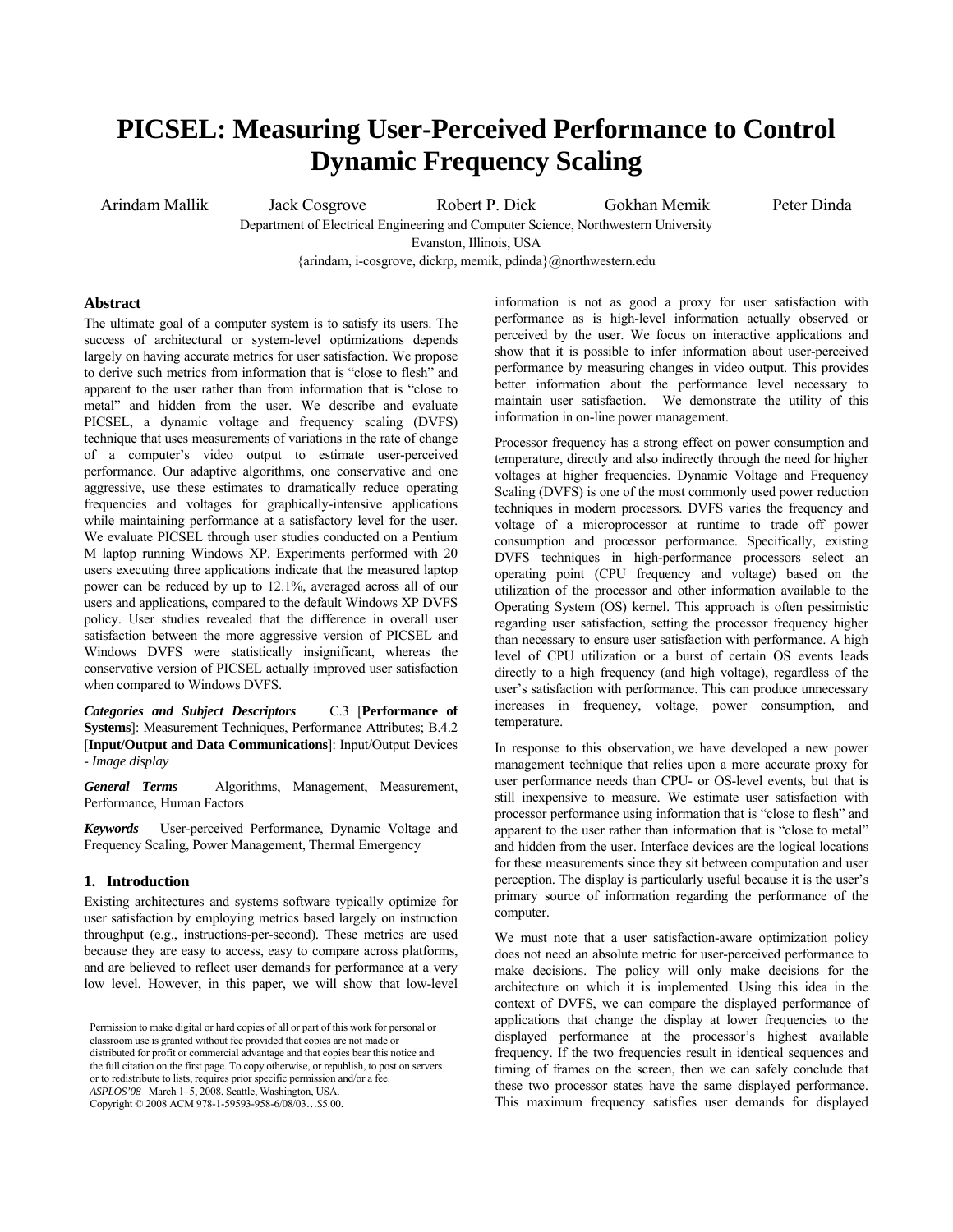# PICSEL: Measuring User-Perceived Performance to Control Dynamic Frequency Scaling

Arindam Mallik Jack Cosgrove Robert P. Dick Gokhan Memik Peter Dinda

Department of Electrical Engineering and Computer Science, Northwestern University

Evanston, Illinois, USA

{arindam, i-cosgrove, dickrp, memik, pdinda}@northwestern.edu

## Abstract

The ultimate goal of a computer system is to satisfy its users. The success of architectural or system-level optimizations depends largely on having accurate metrics for user satisfaction. We propose to derive such metrics from information that is "close to flesh" and apparent to the user rather than from information that is "close to metal" and hidden from the user. We describe and evaluate PICSEL, a dynamic voltage and frequency scaling (DVFS) technique that uses measurements of variations in the rate of change of a computer's video output to estimate user-perceived performance. Our adaptive algorithms, one conservative and one aggressive, use these estimates to dramatically reduce operating frequencies and voltages for graphically-intensive applications while maintaining performance at a satisfactory level for the user. We evaluate PICSEL through user studies conducted on a Pentium M laptop running Windows XP. Experiments performed with 20 users executing three applications indicate that the measured laptop power can be reduced by up to 12.1%, averaged across all of our users and applications, compared to the default Windows XP DVFS policy. User studies revealed that the difference in overall user satisfaction between the more aggressive version of PICSEL and Windows DVFS were statistically insignificant, whereas the conservative version of PICSEL actually improved user satisfaction when compared to Windows DVFS.

***Categories and Subject Descriptors*** C.3 [**Performance of Systems**]: Measurement Techniques, Performance Attributes; B.4.2 [**Input/Output and Data Communications**]: Input/Output Devices - *Image display*

***General Terms*** Algorithms, Management, Measurement, Performance, Human Factors

***Keywords*** User-perceived Performance, Dynamic Voltage and Frequency Scaling, Power Management, Thermal Emergency

## 1. Introduction

Existing architectures and systems software typically optimize for user satisfaction by employing metrics based largely on instruction throughput (e.g., instructions-per-second). These metrics are used because they are easy to access, easy to compare across platforms, and are believed to reflect user demands for performance at a very low level. However, in this paper, we will show that low-level information is not as good a proxy for user satisfaction with performance as is high-level information actually observed or perceived by the user. We focus on interactive applications and show that it is possible to infer information about user-perceived performance by measuring changes in video output. This provides better information about the performance level necessary to maintain user satisfaction. We demonstrate the utility of this information in on-line power management.

Processor frequency has a strong effect on power consumption and temperature, directly and also indirectly through the need for higher voltages at higher frequencies. Dynamic Voltage and Frequency Scaling (DVFS) is one of the most commonly used power reduction techniques in modern processors. DVFS varies the frequency and voltage of a microprocessor at runtime to trade off power consumption and processor performance. Specifically, existing DVFS techniques in high-performance processors select an operating point (CPU frequency and voltage) based on the utilization of the processor and other information available to the Operating System (OS) kernel. This approach is often pessimistic regarding user satisfaction, setting the processor frequency higher than necessary to ensure user satisfaction with performance. A high level of CPU utilization or a burst of certain OS events leads directly to a high frequency (and high voltage), regardless of the user's satisfaction with performance. This can produce unnecessary increases in frequency, voltage, power consumption, and temperature.

In response to this observation, we have developed a new power management technique that relies upon a more accurate proxy for user performance needs than CPU- or OS-level events, but that is still inexpensive to measure. We estimate user satisfaction with processor performance using information that is "close to flesh" and apparent to the user rather than information that is "close to metal" and hidden from the user. Interface devices are the logical locations for these measurements since they sit between computation and user perception. The display is particularly useful because it is the user's primary source of information regarding the performance of the computer.

We must note that a user satisfaction-aware optimization policy does not need an absolute metric for user-perceived performance to make decisions. The policy will only make decisions for the architecture on which it is implemented. Using this idea in the context of DVFS, we can compare the displayed performance of applications that change the display at lower frequencies to the displayed performance at the processor's highest available frequency. If the two frequencies result in identical sequences and timing of frames on the screen, then we can safely conclude that these two processor states have the same displayed performance. This maximum frequency satisfies user demands for displayed

Permission to make digital or hard copies of all or part of this work for personal or classroom use is granted without fee provided that copies are not made or distributed for profit or commercial advantage and that copies bear this notice and the full citation on the first page. To copy otherwise, or republish, to post on servers or to redistribute to lists, requires prior specific permission and/or a fee.
*ASPLOS'08* March 1–5, 2008, Seattle, Washington, USA.
Copyright © 2008 ACM 978-1-59593-958-6/08/03…$5.00.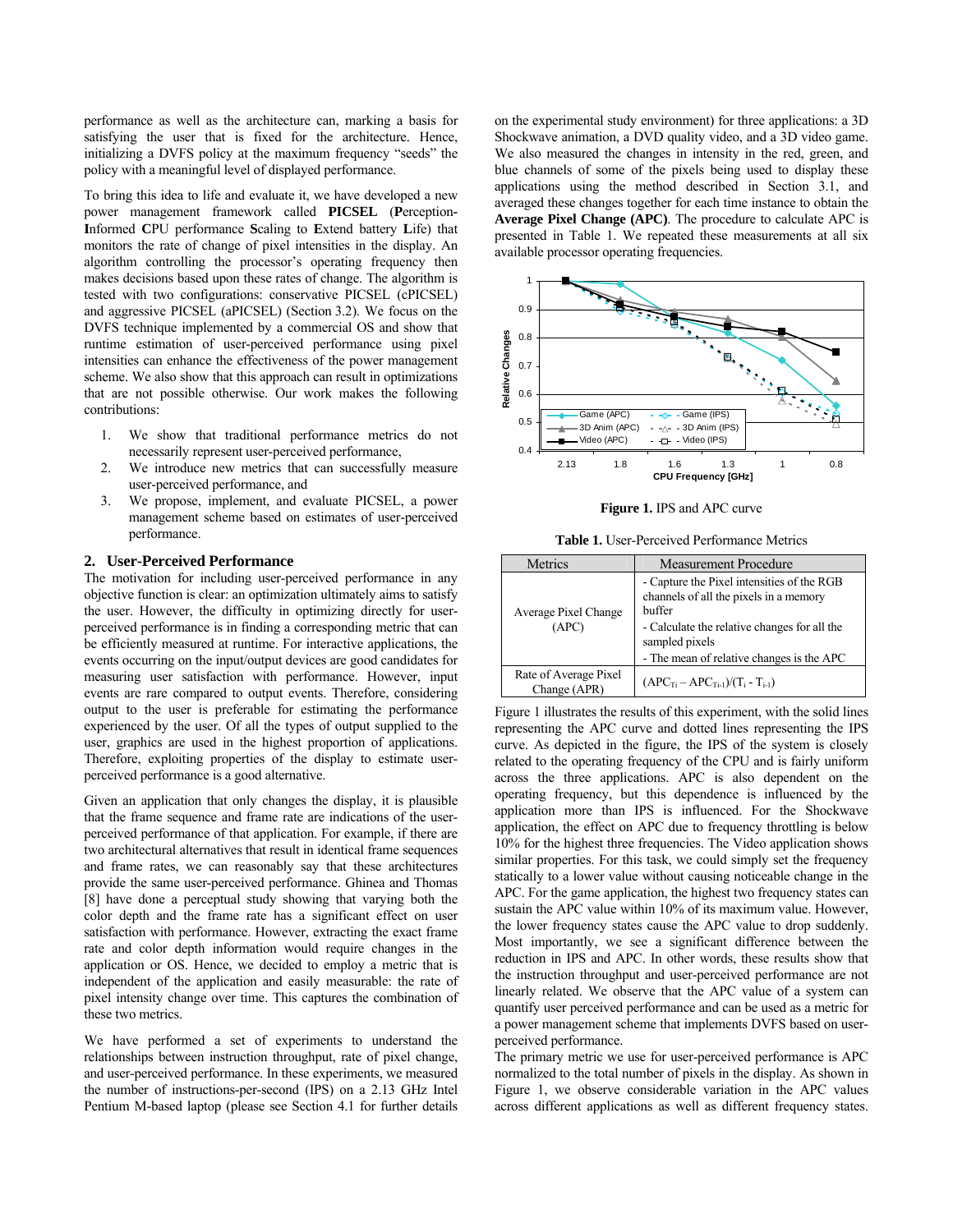performance as well as the architecture can, marking a basis for satisfying the user that is fixed for the architecture. Hence, initializing a DVFS policy at the maximum frequency "seeds" the policy with a meaningful level of displayed performance.

To bring this idea to life and evaluate it, we have developed a new power management framework called **PICSEL** (**P**erception-**I**nformed **C**PU performance **S**caling to **E**xtend battery **L**ife) that monitors the rate of change of pixel intensities in the display. An algorithm controlling the processor's operating frequency then makes decisions based upon these rates of change. The algorithm is tested with two configurations: conservative PICSEL (cPICSEL) and aggressive PICSEL (aPICSEL) (Section 3.2). We focus on the DVFS technique implemented by a commercial OS and show that runtime estimation of user-perceived performance using pixel intensities can enhance the effectiveness of the power management scheme. We also show that this approach can result in optimizations that are not possible otherwise. Our work makes the following contributions:

1. We show that traditional performance metrics do not necessarily represent user-perceived performance,
2. We introduce new metrics that can successfully measure user-perceived performance, and
3. We propose, implement, and evaluate PICSEL, a power management scheme based on estimates of user-perceived performance.

## 2. User-Perceived Performance

The motivation for including user-perceived performance in any objective function is clear: an optimization ultimately aims to satisfy the user. However, the difficulty in optimizing directly for user-perceived performance is in finding a corresponding metric that can be efficiently measured at runtime. For interactive applications, the events occurring on the input/output devices are good candidates for measuring user satisfaction with performance. However, input events are rare compared to output events. Therefore, considering output to the user is preferable for estimating the performance experienced by the user. Of all the types of output supplied to the user, graphics are used in the highest proportion of applications. Therefore, exploiting properties of the display to estimate user-perceived performance is a good alternative.

Given an application that only changes the display, it is plausible that the frame sequence and frame rate are indications of the user-perceived performance of that application. For example, if there are two architectural alternatives that result in identical frame sequences and frame rates, we can reasonably say that these architectures provide the same user-perceived performance. Ghinea and Thomas [8] have done a perceptual study showing that varying both the color depth and the frame rate has a significant effect on user satisfaction with performance. However, extracting the exact frame rate and color depth information would require changes in the application or OS. Hence, we decided to employ a metric that is independent of the application and easily measurable: the rate of pixel intensity change over time. This captures the combination of these two metrics.

We have performed a set of experiments to understand the relationships between instruction throughput, rate of pixel change, and user-perceived performance. In these experiments, we measured the number of instructions-per-second (IPS) on a 2.13 GHz Intel Pentium M-based laptop (please see Section 4.1 for further details on the experimental study environment) for three applications: a 3D Shockwave animation, a DVD quality video, and a 3D video game. We also measured the changes in intensity in the red, green, and blue channels of some of the pixels being used to display these applications using the method described in Section 3.1, and averaged these changes together for each time instance to obtain the **Average Pixel Change (APC)**. The procedure to calculate APC is presented in Table 1. We repeated these measurements at all six available processor operating frequencies.

**Figure 1.** IPS and APC curve

**Table 1.** User-Perceived Performance Metrics

| Metrics | Measurement Procedure |
|---|---|
| Average Pixel Change (APC) | - Capture the Pixel intensities of the RGB channels of all the pixels in a memory buffer<br>- Calculate the relative changes for all the sampled pixels<br>- The mean of relative changes is the APC |
| Rate of Average Pixel Change (APR) | $(APC_{T_i} - APC_{T_{i-1}})/(T_i - T_{i-1})$ |

Figure 1 illustrates the results of this experiment, with the solid lines representing the APC curve and dotted lines representing the IPS curve. As depicted in the figure, the IPS of the system is closely related to the operating frequency of the CPU and is fairly uniform across the three applications. APC is also dependent on the operating frequency, but this dependence is influenced by the application more than IPS is influenced. For the Shockwave application, the effect on APC due to frequency throttling is below 10% for the highest three frequencies. The Video application shows similar properties. For this task, we could simply set the frequency statically to a lower value without causing noticeable change in the APC. For the game application, the highest two frequency states can sustain the APC value within 10% of its maximum value. However, the lower frequency states cause the APC value to drop suddenly. Most importantly, we see a significant difference between the reduction in IPS and APC. In other words, these results show that the instruction throughput and user-perceived performance are not linearly related. We observe that the APC value of a system can quantify user perceived performance and can be used as a metric for a power management scheme that implements DVFS based on user-perceived performance.

The primary metric we use for user-perceived performance is APC normalized to the total number of pixels in the display. As shown in Figure 1, we observe considerable variation in the APC values across different applications as well as different frequency states.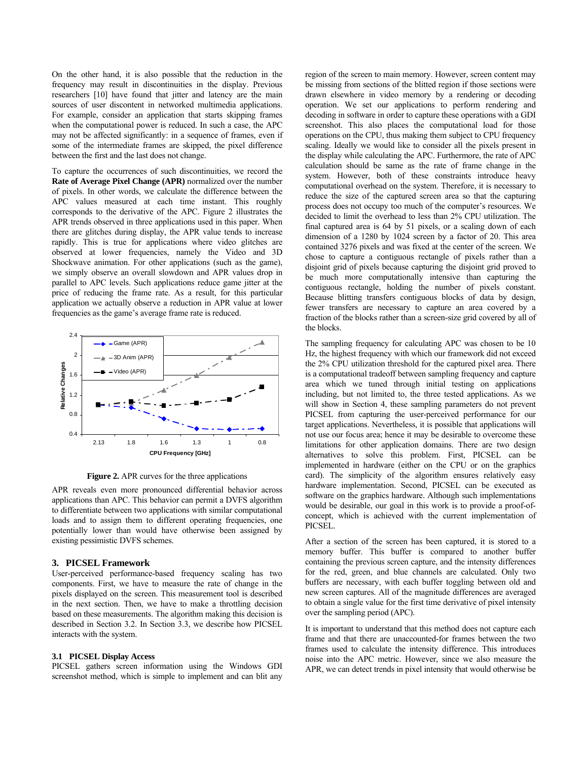On the other hand, it is also possible that the reduction in the frequency may result in discontinuities in the display. Previous researchers [10] have found that jitter and latency are the main sources of user discontent in networked multimedia applications. For example, consider an application that starts skipping frames when the computational power is reduced. In such a case, the APC may not be affected significantly: in a sequence of frames, even if some of the intermediate frames are skipped, the pixel difference between the first and the last does not change.

To capture the occurrences of such discontinuities, we record the **Rate of Average Pixel Change (APR)** normalized over the number of pixels. In other words, we calculate the difference between the APC values measured at each time instant. This roughly corresponds to the derivative of the APC. Figure 2 illustrates the APR trends observed in three applications used in this paper. When there are glitches during display, the APR value tends to increase rapidly. This is true for applications where video glitches are observed at lower frequencies, namely the Video and 3D Shockwave animation. For other applications (such as the game), we simply observe an overall slowdown and APR values drop in parallel to APC levels. Such applications reduce game jitter at the price of reducing the frame rate. As a result, for this particular application we actually observe a reduction in APR value at lower frequencies as the game's average frame rate is reduced.

**Figure 2.** APR curves for the three applications

APR reveals even more pronounced differential behavior across applications than APC. This behavior can permit a DVFS algorithm to differentiate between two applications with similar computational loads and to assign them to different operating frequencies, one potentially lower than would have otherwise been assigned by existing pessimistic DVFS schemes.

## 3. PICSEL Framework

User-perceived performance-based frequency scaling has two components. First, we have to measure the rate of change in the pixels displayed on the screen. This measurement tool is described in the next section. Then, we have to make a throttling decision based on these measurements. The algorithm making this decision is described in Section 3.2. In Section 3.3, we describe how PICSEL interacts with the system.

### 3.1 PICSEL Display Access

PICSEL gathers screen information using the Windows GDI screenshot method, which is simple to implement and can blit any region of the screen to main memory. However, screen content may be missing from sections of the blitted region if those sections were drawn elsewhere in video memory by a rendering or decoding operation. We set our applications to perform rendering and decoding in software in order to capture these operations with a GDI screenshot. This also places the computational load for those operations on the CPU, thus making them subject to CPU frequency scaling. Ideally we would like to consider all the pixels present in the display while calculating the APC. Furthermore, the rate of APC calculation should be same as the rate of frame change in the system. However, both of these constraints introduce heavy computational overhead on the system. Therefore, it is necessary to reduce the size of the captured screen area so that the capturing process does not occupy too much of the computer's resources. We decided to limit the overhead to less than 2% CPU utilization. The final captured area is 64 by 51 pixels, or a scaling down of each dimension of a 1280 by 1024 screen by a factor of 20. This area contained 3276 pixels and was fixed at the center of the screen. We chose to capture a contiguous rectangle of pixels rather than a disjoint grid of pixels because capturing the disjoint grid proved to be much more computationally intensive than capturing the contiguous rectangle, holding the number of pixels constant. Because blitting transfers contiguous blocks of data by design, fewer transfers are necessary to capture an area covered by a fraction of the blocks rather than a screen-size grid covered by all of the blocks.

The sampling frequency for calculating APC was chosen to be 10 Hz, the highest frequency with which our framework did not exceed the 2% CPU utilization threshold for the captured pixel area. There is a computational tradeoff between sampling frequency and capture area which we tuned through initial testing on applications including, but not limited to, the three tested applications. As we will show in Section 4, these sampling parameters do not prevent PICSEL from capturing the user-perceived performance for our target applications. Nevertheless, it is possible that applications will not use our focus area; hence it may be desirable to overcome these limitations for other application domains. There are two design alternatives to solve this problem. First, PICSEL can be implemented in hardware (either on the CPU or on the graphics card). The simplicity of the algorithm ensures relatively easy hardware implementation. Second, PICSEL can be executed as software on the graphics hardware. Although such implementations would be desirable, our goal in this work is to provide a proof-of-concept, which is achieved with the current implementation of PICSEL.

After a section of the screen has been captured, it is stored to a memory buffer. This buffer is compared to another buffer containing the previous screen capture, and the intensity differences for the red, green, and blue channels are calculated. Only two buffers are necessary, with each buffer toggling between old and new screen captures. All of the magnitude differences are averaged to obtain a single value for the first time derivative of pixel intensity over the sampling period (APC).

It is important to understand that this method does not capture each frame and that there are unaccounted-for frames between the two frames used to calculate the intensity difference. This introduces noise into the APC metric. However, since we also measure the APR, we can detect trends in pixel intensity that would otherwise be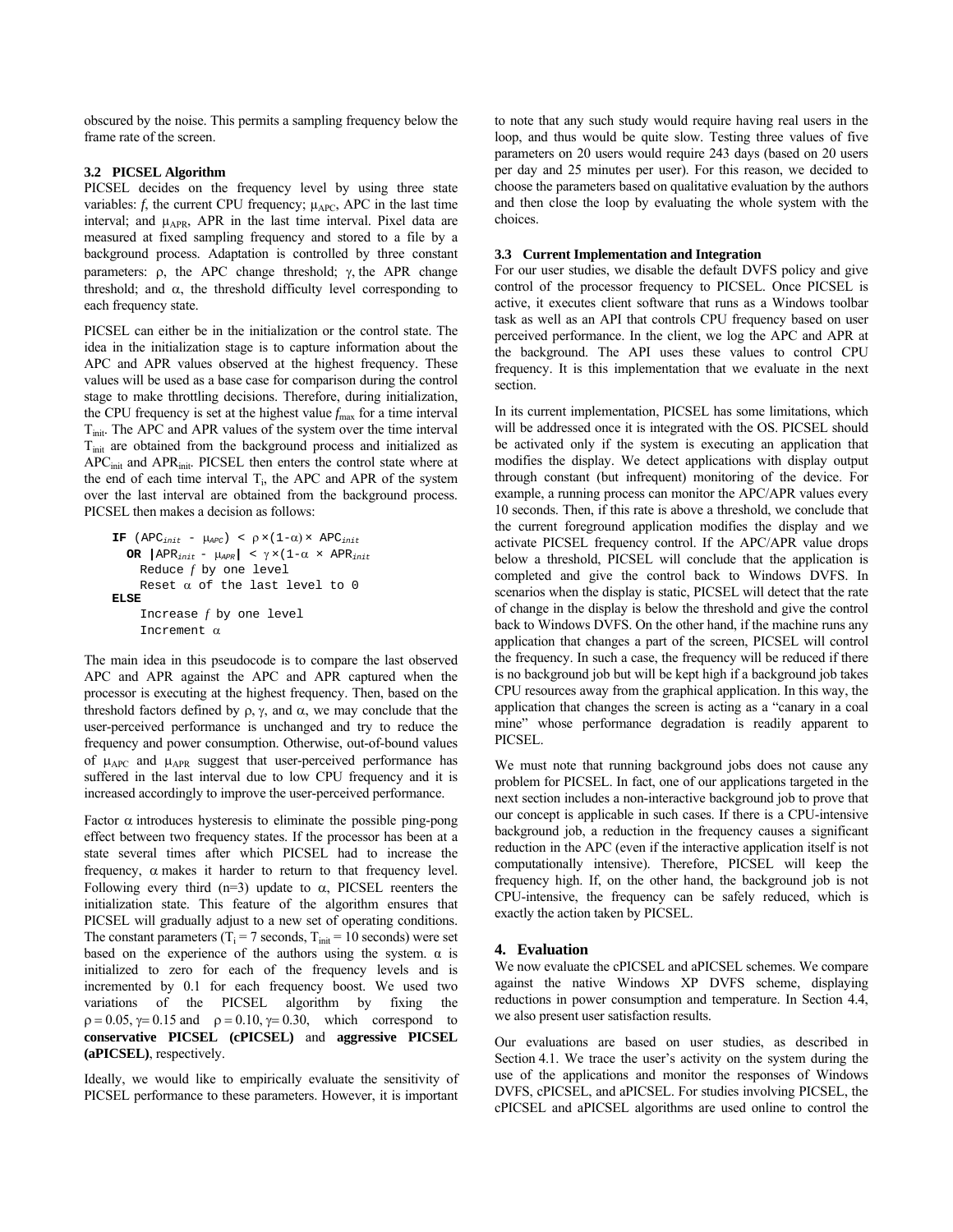obscured by the noise. This permits a sampling frequency below the frame rate of the screen.

### 3.2 PICSEL Algorithm

PICSEL decides on the frequency level by using three state variables: $f$, the current CPU frequency; $\mu_{APC}$, APC in the last time interval; and $\mu_{APR}$, APR in the last time interval. Pixel data are measured at fixed sampling frequency and stored to a file by a background process. Adaptation is controlled by three constant parameters: $\rho$, the APC change threshold; $\gamma$, the APR change threshold; and $\alpha$, the threshold difficulty level corresponding to each frequency state.

PICSEL can either be in the initialization or the control state. The idea in the initialization stage is to capture information about the APC and APR values observed at the highest frequency. These values will be used as a base case for comparison during the control stage to make throttling decisions. Therefore, during initialization, the CPU frequency is set at the highest value $f_{max}$ for a time interval $T_{init}$. The APC and APR values of the system over the time interval $T_{init}$ are obtained from the background process and initialized as $APC_{init}$ and $APR_{init}$. PICSEL then enters the control state where at the end of each time interval $T_i$, the APC and APR of the system over the last interval are obtained from the background process. PICSEL then makes a decision as follows:

```
IF (APC_init - μ_APC) < ρ×(1-α)× APC_init
  OR |APR_init - μ_APR| < γ×(1-α × APR_init
     Reduce f by one level
     Reset α of the last level to 0
ELSE
     Increase f by one level
     Increment α
```

The main idea in this pseudocode is to compare the last observed APC and APR against the APC and APR captured when the processor is executing at the highest frequency. Then, based on the threshold factors defined by $\rho$, $\gamma$, and $\alpha$, we may conclude that the user-perceived performance is unchanged and try to reduce the frequency and power consumption. Otherwise, out-of-bound values of $\mu_{APC}$ and $\mu_{APR}$ suggest that user-perceived performance has suffered in the last interval due to low CPU frequency and it is increased accordingly to improve the user-perceived performance.

Factor $\alpha$ introduces hysteresis to eliminate the possible ping-pong effect between two frequency states. If the processor has been at a state several times after which PICSEL had to increase the frequency, $\alpha$ makes it harder to return to that frequency level. Following every third (n=3) update to $\alpha$, PICSEL reenters the initialization state. This feature of the algorithm ensures that PICSEL will gradually adjust to a new set of operating conditions. The constant parameters ($T_i$ = 7 seconds, $T_{init}$ = 10 seconds) were set based on the experience of the authors using the system. $\alpha$ is initialized to zero for each of the frequency levels and is incremented by 0.1 for each frequency boost. We used two variations of the PICSEL algorithm by fixing the $\rho = 0.05, \gamma = 0.15$ and $\rho = 0.10, \gamma = 0.30$, which correspond to **conservative PICSEL (cPICSEL)** and **aggressive PICSEL (aPICSEL)**, respectively.

Ideally, we would like to empirically evaluate the sensitivity of PICSEL performance to these parameters. However, it is important to note that any such study would require having real users in the loop, and thus would be quite slow. Testing three values of five parameters on 20 users would require 243 days (based on 20 users per day and 25 minutes per user). For this reason, we decided to choose the parameters based on qualitative evaluation by the authors and then close the loop by evaluating the whole system with the choices.

### 3.3 Current Implementation and Integration

For our user studies, we disable the default DVFS policy and give control of the processor frequency to PICSEL. Once PICSEL is active, it executes client software that runs as a Windows toolbar task as well as an API that controls CPU frequency based on user perceived performance. In the client, we log the APC and APR at the background. The API uses these values to control CPU frequency. It is this implementation that we evaluate in the next section.

In its current implementation, PICSEL has some limitations, which will be addressed once it is integrated with the OS. PICSEL should be activated only if the system is executing an application that modifies the display. We detect applications with display output through constant (but infrequent) monitoring of the device. For example, a running process can monitor the APC/APR values every 10 seconds. Then, if this rate is above a threshold, we conclude that the current foreground application modifies the display and we activate PICSEL frequency control. If the APC/APR value drops below a threshold, PICSEL will conclude that the application is completed and give the control back to Windows DVFS. In scenarios when the display is static, PICSEL will detect that the rate of change in the display is below the threshold and give the control back to Windows DVFS. On the other hand, if the machine runs any application that changes a part of the screen, PICSEL will control the frequency. In such a case, the frequency will be reduced if there is no background job but will be kept high if a background job takes CPU resources away from the graphical application. In this way, the application that changes the screen is acting as a "canary in a coal mine" whose performance degradation is readily apparent to PICSEL.

We must note that running background jobs does not cause any problem for PICSEL. In fact, one of our applications targeted in the next section includes a non-interactive background job to prove that our concept is applicable in such cases. If there is a CPU-intensive background job, a reduction in the frequency causes a significant reduction in the APC (even if the interactive application itself is not computationally intensive). Therefore, PICSEL will keep the frequency high. If, on the other hand, the background job is not CPU-intensive, the frequency can be safely reduced, which is exactly the action taken by PICSEL.

## 4. Evaluation

We now evaluate the cPICSEL and aPICSEL schemes. We compare against the native Windows XP DVFS scheme, displaying reductions in power consumption and temperature. In Section 4.4, we also present user satisfaction results.

Our evaluations are based on user studies, as described in Section 4.1. We trace the user's activity on the system during the use of the applications and monitor the responses of Windows DVFS, cPICSEL, and aPICSEL. For studies involving PICSEL, the cPICSEL and aPICSEL algorithms are used online to control the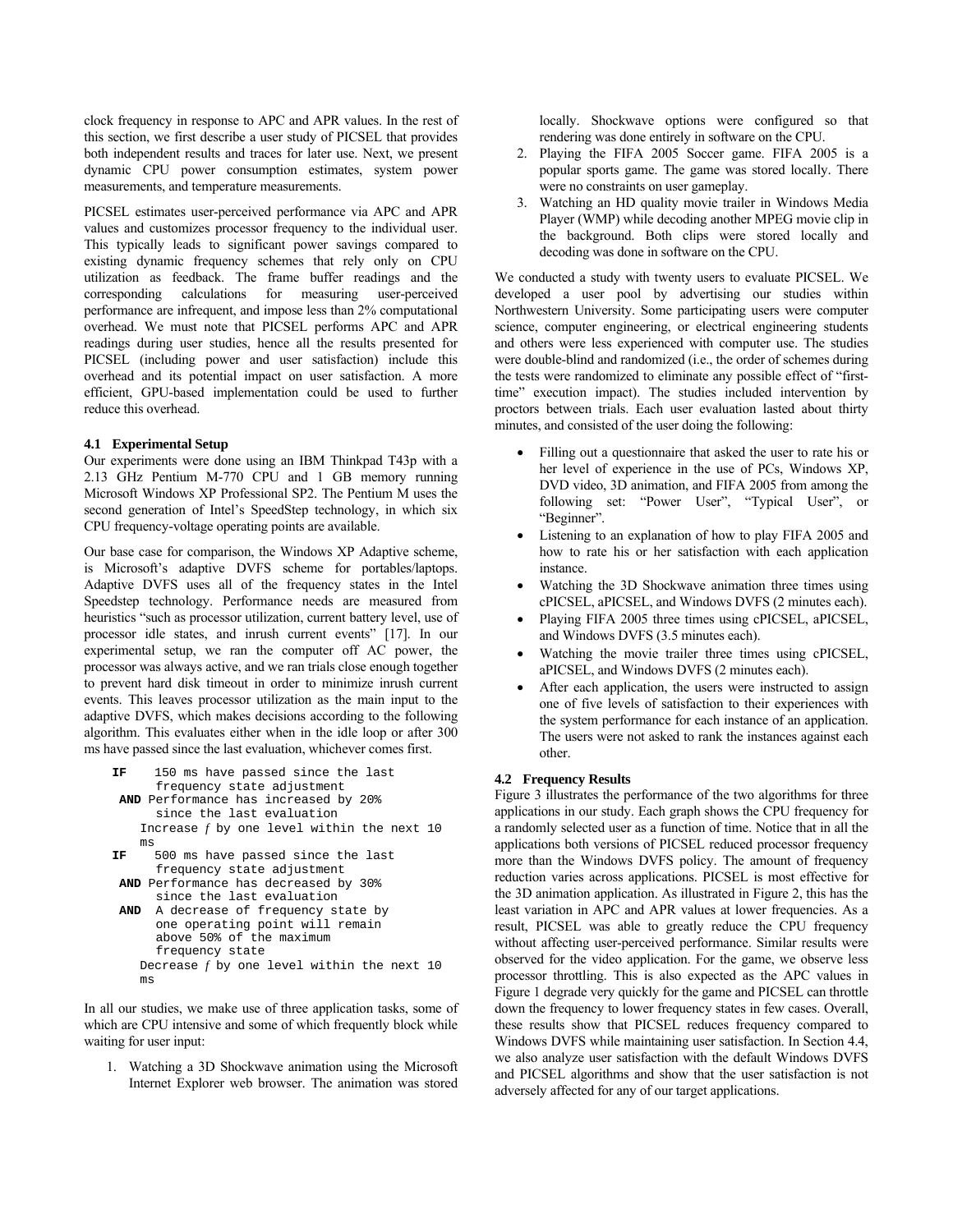clock frequency in response to APC and APR values. In the rest of this section, we first describe a user study of PICSEL that provides both independent results and traces for later use. Next, we present dynamic CPU power consumption estimates, system power measurements, and temperature measurements.

PICSEL estimates user-perceived performance via APC and APR values and customizes processor frequency to the individual user. This typically leads to significant power savings compared to existing dynamic frequency schemes that rely only on CPU utilization as feedback. The frame buffer readings and the corresponding calculations for measuring user-perceived performance are infrequent, and impose less than 2% computational overhead. We must note that PICSEL performs APC and APR readings during user studies, hence all the results presented for PICSEL (including power and user satisfaction) include this overhead and its potential impact on user satisfaction. A more efficient, GPU-based implementation could be used to further reduce this overhead.

### 4.1 Experimental Setup

Our experiments were done using an IBM Thinkpad T43p with a 2.13 GHz Pentium M-770 CPU and 1 GB memory running Microsoft Windows XP Professional SP2. The Pentium M uses the second generation of Intel's SpeedStep technology, in which six CPU frequency-voltage operating points are available.

Our base case for comparison, the Windows XP Adaptive scheme, is Microsoft's adaptive DVFS scheme for portables/laptops. Adaptive DVFS uses all of the frequency states in the Intel Speedstep technology. Performance needs are measured from heuristics "such as processor utilization, current battery level, use of processor idle states, and inrush current events" [17]. In our experimental setup, we ran the computer off AC power, the processor was always active, and we ran trials close enough together to prevent hard disk timeout in order to minimize inrush current events. This leaves processor utilization as the main input to the adaptive DVFS, which makes decisions according to the following algorithm. This evaluates either when in the idle loop or after 300 ms have passed since the last evaluation, whichever comes first.

```
IF    150 ms have passed since the last
      frequency state adjustment
 AND Performance has increased by 20%
      since the last evaluation
    Increase f by one level within the next 10
    ms
IF    500 ms have passed since the last
      frequency state adjustment
 AND Performance has decreased by 30%
      since the last evaluation
 AND  A decrease of frequency state by
      one operating point will remain
      above 50% of the maximum
      frequency state
    Decrease f by one level within the next 10
    ms
```

In all our studies, we make use of three application tasks, some of which are CPU intensive and some of which frequently block while waiting for user input:

1. Watching a 3D Shockwave animation using the Microsoft Internet Explorer web browser. The animation was stored locally. Shockwave options were configured so that rendering was done entirely in software on the CPU.
2. Playing the FIFA 2005 Soccer game. FIFA 2005 is a popular sports game. The game was stored locally. There were no constraints on user gameplay.
3. Watching an HD quality movie trailer in Windows Media Player (WMP) while decoding another MPEG movie clip in the background. Both clips were stored locally and decoding was done in software on the CPU.

We conducted a study with twenty users to evaluate PICSEL. We developed a user pool by advertising our studies within Northwestern University. Some participating users were computer science, computer engineering, or electrical engineering students and others were less experienced with computer use. The studies were double-blind and randomized (i.e., the order of schemes during the tests were randomized to eliminate any possible effect of "first-time" execution impact). The studies included intervention by proctors between trials. Each user evaluation lasted about thirty minutes, and consisted of the user doing the following:

- Filling out a questionnaire that asked the user to rate his or her level of experience in the use of PCs, Windows XP, DVD video, 3D animation, and FIFA 2005 from among the following set: "Power User", "Typical User", or "Beginner".
- Listening to an explanation of how to play FIFA 2005 and how to rate his or her satisfaction with each application instance.
- Watching the 3D Shockwave animation three times using cPICSEL, aPICSEL, and Windows DVFS (2 minutes each).
- Playing FIFA 2005 three times using cPICSEL, aPICSEL, and Windows DVFS (3.5 minutes each).
- Watching the movie trailer three times using cPICSEL, aPICSEL, and Windows DVFS (2 minutes each).
- After each application, the users were instructed to assign one of five levels of satisfaction to their experiences with the system performance for each instance of an application. The users were not asked to rank the instances against each other.

### 4.2 Frequency Results

Figure 3 illustrates the performance of the two algorithms for three applications in our study. Each graph shows the CPU frequency for a randomly selected user as a function of time. Notice that in all the applications both versions of PICSEL reduced processor frequency more than the Windows DVFS policy. The amount of frequency reduction varies across applications. PICSEL is most effective for the 3D animation application. As illustrated in Figure 2, this has the least variation in APC and APR values at lower frequencies. As a result, PICSEL was able to greatly reduce the CPU frequency without affecting user-perceived performance. Similar results were observed for the video application. For the game, we observe less processor throttling. This is also expected as the APC values in Figure 1 degrade very quickly for the game and PICSEL can throttle down the frequency to lower frequency states in few cases. Overall, these results show that PICSEL reduces frequency compared to Windows DVFS while maintaining user satisfaction. In Section 4.4, we also analyze user satisfaction with the default Windows DVFS and PICSEL algorithms and show that the user satisfaction is not adversely affected for any of our target applications.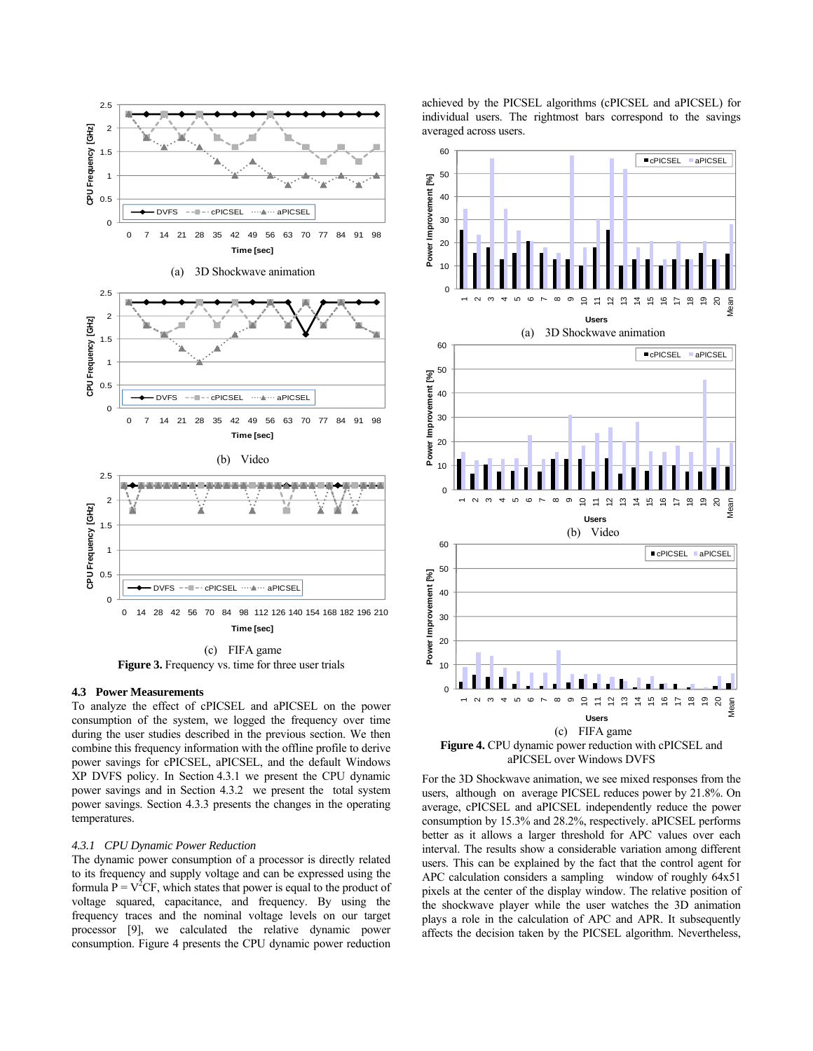(a) 3D Shockwave animation

(b) Video

(c) FIFA game

**Figure 3.** Frequency vs. time for three user trials

### 4.3 Power Measurements

To analyze the effect of cPICSEL and aPICSEL on the power consumption of the system, we logged the frequency over time during the user studies described in the previous section. We then combine this frequency information with the offline profile to derive power savings for cPICSEL, aPICSEL, and the default Windows XP DVFS policy. In Section 4.3.1 we present the CPU dynamic power savings and in Section 4.3.2 we present the total system power savings. Section 4.3.3 presents the changes in the operating temperatures.

#### *4.3.1 CPU Dynamic Power Reduction*

The dynamic power consumption of a processor is directly related to its frequency and supply voltage and can be expressed using the formula $P = V^2CF$, which states that power is equal to the product of voltage squared, capacitance, and frequency. By using the frequency traces and the nominal voltage levels on our target processor [9], we calculated the relative dynamic power consumption. Figure 4 presents the CPU dynamic power reduction achieved by the PICSEL algorithms (cPICSEL and aPICSEL) for individual users. The rightmost bars correspond to the savings averaged across users.

(a) 3D Shockwave animation

(b) Video

(c) FIFA game

**Figure 4.** CPU dynamic power reduction with cPICSEL and aPICSEL over Windows DVFS

For the 3D Shockwave animation, we see mixed responses from the users, although on average PICSEL reduces power by 21.8%. On average, cPICSEL and aPICSEL independently reduce the power consumption by 15.3% and 28.2%, respectively. aPICSEL performs better as it allows a larger threshold for APC values over each interval. The results show a considerable variation among different users. This can be explained by the fact that the control agent for APC calculation considers a sampling window of roughly 64x51 pixels at the center of the display window. The relative position of the shockwave player while the user watches the 3D animation plays a role in the calculation of APC and APR. It subsequently affects the decision taken by the PICSEL algorithm. Nevertheless,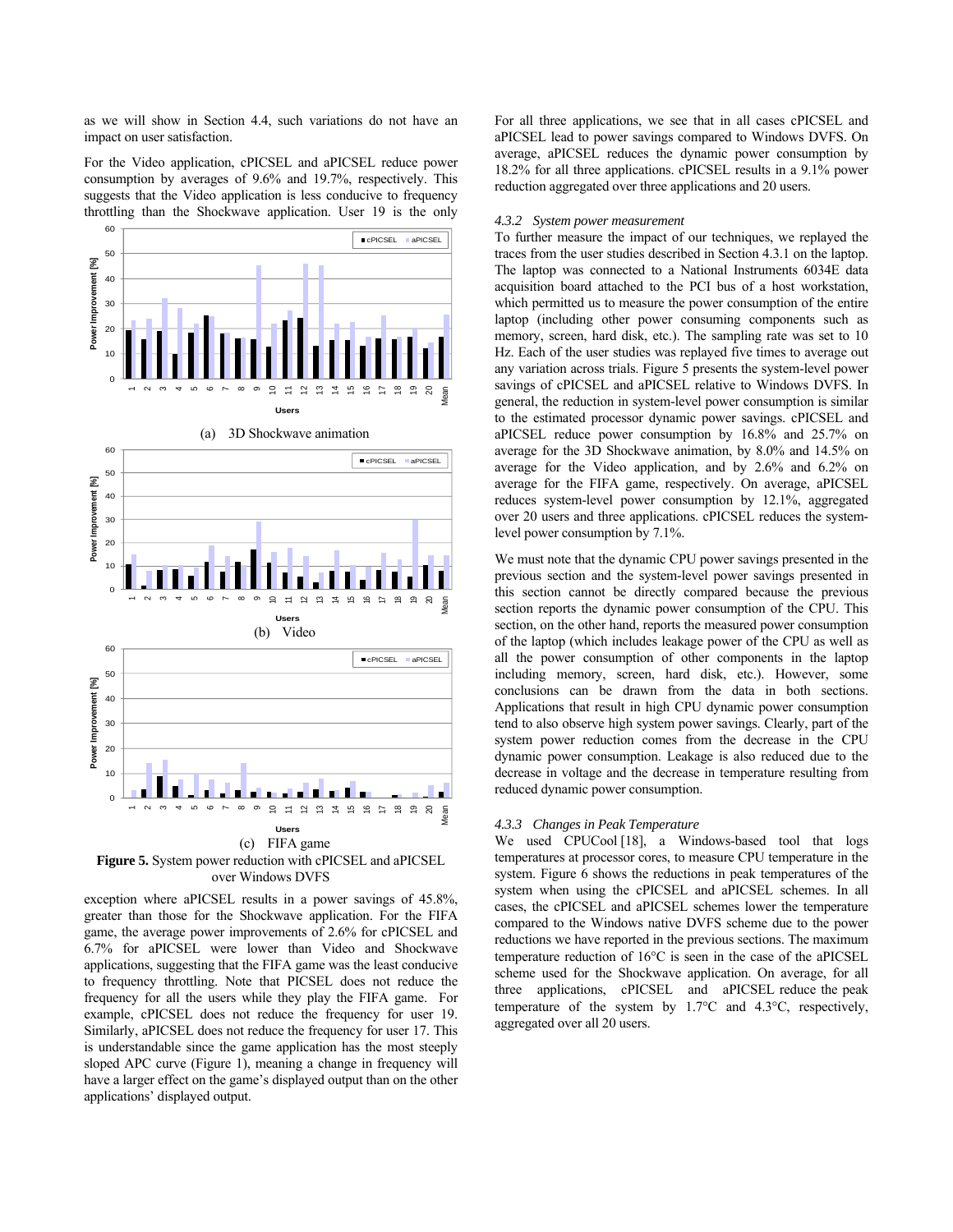as we will show in Section 4.4, such variations do not have an impact on user satisfaction.

For the Video application, cPICSEL and aPICSEL reduce power consumption by averages of 9.6% and 19.7%, respectively. This suggests that the Video application is less conducive to frequency throttling than the Shockwave application. User 19 is the only exception where aPICSEL results in a power savings of 45.8%, greater than those for the Shockwave application. For the FIFA game, the average power improvements of 2.6% for cPICSEL and 6.7% for aPICSEL were lower than Video and Shockwave applications, suggesting that the FIFA game was the least conducive to frequency throttling. Note that PICSEL does not reduce the frequency for all the users while they play the FIFA game. For example, cPICSEL does not reduce the frequency for user 19. Similarly, aPICSEL does not reduce the frequency for user 17. This is understandable since the game application has the most steeply sloped APC curve (Figure 1), meaning a change in frequency will have a larger effect on the game's displayed output than on the other applications' displayed output.

(a) 3D Shockwave animation

(b) Video

(c) FIFA game

**Figure 5.** System power reduction with cPICSEL and aPICSEL over Windows DVFS

For all three applications, we see that in all cases cPICSEL and aPICSEL lead to power savings compared to Windows DVFS. On average, aPICSEL reduces the dynamic power consumption by 18.2% for all three applications. cPICSEL results in a 9.1% power reduction aggregated over three applications and 20 users.

### *4.3.2 System power measurement*

To further measure the impact of our techniques, we replayed the traces from the user studies described in Section 4.3.1 on the laptop. The laptop was connected to a National Instruments 6034E data acquisition board attached to the PCI bus of a host workstation, which permitted us to measure the power consumption of the entire laptop (including other power consuming components such as memory, screen, hard disk, etc.). The sampling rate was set to 10 Hz. Each of the user studies was replayed five times to average out any variation across trials. Figure 5 presents the system-level power savings of cPICSEL and aPICSEL relative to Windows DVFS. In general, the reduction in system-level power consumption is similar to the estimated processor dynamic power savings. cPICSEL and aPICSEL reduce power consumption by 16.8% and 25.7% on average for the 3D Shockwave animation, by 8.0% and 14.5% on average for the Video application, and by 2.6% and 6.2% on average for the FIFA game, respectively. On average, aPICSEL reduces system-level power consumption by 12.1%, aggregated over 20 users and three applications. cPICSEL reduces the system-level power consumption by 7.1%.

We must note that the dynamic CPU power savings presented in the previous section and the system-level power savings presented in this section cannot be directly compared because the previous section reports the dynamic power consumption of the CPU. This section, on the other hand, reports the measured power consumption of the laptop (which includes leakage power of the CPU as well as all the power consumption of other components in the laptop including memory, screen, hard disk, etc.). However, some conclusions can be drawn from the data in both sections. Applications that result in high CPU dynamic power consumption tend to also observe high system power savings. Clearly, part of the system power reduction comes from the decrease in the CPU dynamic power consumption. Leakage is also reduced due to the decrease in voltage and the decrease in temperature resulting from reduced dynamic power consumption.

### *4.3.3 Changes in Peak Temperature*

We used CPUCool [18], a Windows-based tool that logs temperatures at processor cores, to measure CPU temperature in the system. Figure 6 shows the reductions in peak temperatures of the system when using the cPICSEL and aPICSEL schemes. In all cases, the cPICSEL and aPICSEL schemes lower the temperature compared to the Windows native DVFS scheme due to the power reductions we have reported in the previous sections. The maximum temperature reduction of 16°C is seen in the case of the aPICSEL scheme used for the Shockwave application. On average, for all three applications, cPICSEL and aPICSEL reduce the peak temperature of the system by 1.7°C and 4.3°C, respectively, aggregated over all 20 users.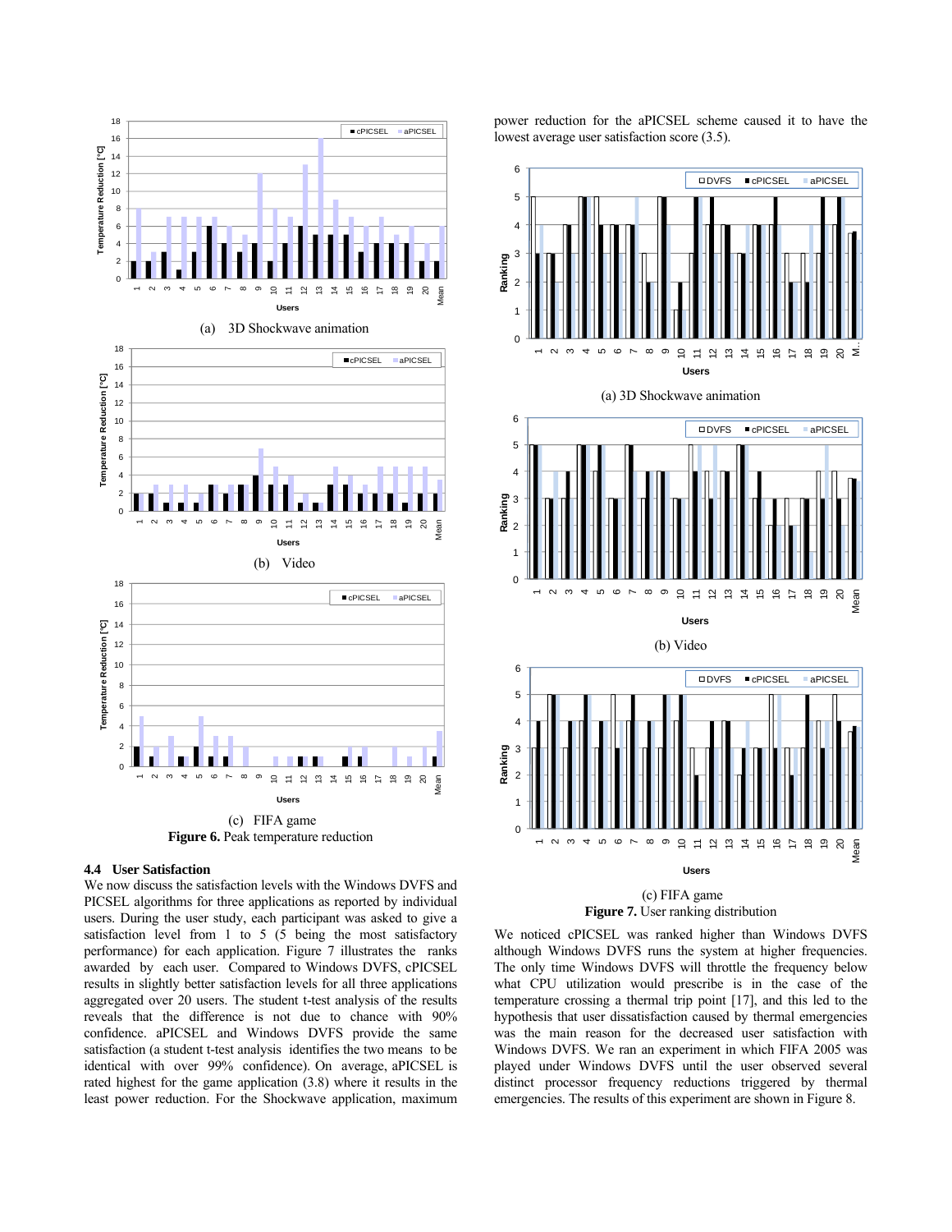(a) 3D Shockwave animation

(b) Video

(c) FIFA game

**Figure 6.** Peak temperature reduction

### 4.4 User Satisfaction

We now discuss the satisfaction levels with the Windows DVFS and PICSEL algorithms for three applications as reported by individual users. During the user study, each participant was asked to give a satisfaction level from 1 to 5 (5 being the most satisfactory performance) for each application. Figure 7 illustrates the ranks awarded by each user. Compared to Windows DVFS, cPICSEL results in slightly better satisfaction levels for all three applications aggregated over 20 users. The student t-test analysis of the results reveals that the difference is not due to chance with 90% confidence. aPICSEL and Windows DVFS provide the same satisfaction (a student t-test analysis identifies the two means to be identical with over 99% confidence). On average, aPICSEL is rated highest for the game application (3.8) where it results in the least power reduction. For the Shockwave application, maximum power reduction for the aPICSEL scheme caused it to have the lowest average user satisfaction score (3.5).

(a) 3D Shockwave animation

(b) Video

(c) FIFA game

**Figure 7.** User ranking distribution

We noticed cPICSEL was ranked higher than Windows DVFS although Windows DVFS runs the system at higher frequencies. The only time Windows DVFS will throttle the frequency below what CPU utilization would prescribe is in the case of the temperature crossing a thermal trip point [17], and this led to the hypothesis that user dissatisfaction caused by thermal emergencies was the main reason for the decreased user satisfaction with Windows DVFS. We ran an experiment in which FIFA 2005 was played under Windows DVFS until the user observed several distinct processor frequency reductions triggered by thermal emergencies. The results of this experiment are shown in Figure 8.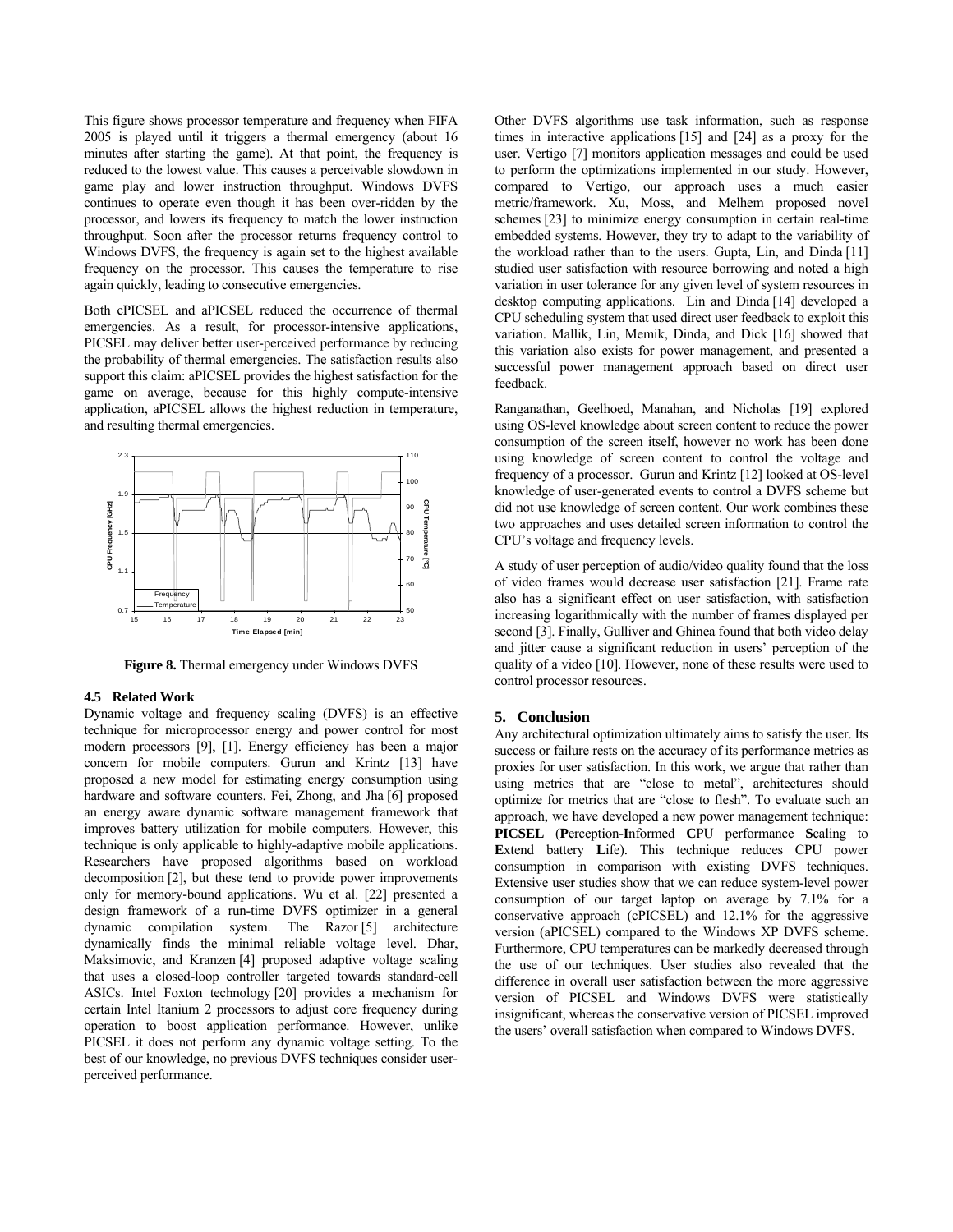This figure shows processor temperature and frequency when FIFA 2005 is played until it triggers a thermal emergency (about 16 minutes after starting the game). At that point, the frequency is reduced to the lowest value. This causes a perceivable slowdown in game play and lower instruction throughput. Windows DVFS continues to operate even though it has been over-ridden by the processor, and lowers its frequency to match the lower instruction throughput. Soon after the processor returns frequency control to Windows DVFS, the frequency is again set to the highest available frequency on the processor. This causes the temperature to rise again quickly, leading to consecutive emergencies.

Both cPICSEL and aPICSEL reduced the occurrence of thermal emergencies. As a result, for processor-intensive applications, PICSEL may deliver better user-perceived performance by reducing the probability of thermal emergencies. The satisfaction results also support this claim: aPICSEL provides the highest satisfaction for the game on average, because for this highly compute-intensive application, aPICSEL allows the highest reduction in temperature, and resulting thermal emergencies.

**Figure 8.** Thermal emergency under Windows DVFS

### 4.5 Related Work

Dynamic voltage and frequency scaling (DVFS) is an effective technique for microprocessor energy and power control for most modern processors [9], [1]. Energy efficiency has been a major concern for mobile computers. Gurun and Krintz [13] have proposed a new model for estimating energy consumption using hardware and software counters. Fei, Zhong, and Jha [6] proposed an energy aware dynamic software management framework that improves battery utilization for mobile computers. However, this technique is only applicable to highly-adaptive mobile applications. Researchers have proposed algorithms based on workload decomposition [2], but these tend to provide power improvements only for memory-bound applications. Wu et al. [22] presented a design framework of a run-time DVFS optimizer in a general dynamic compilation system. The Razor [5] architecture dynamically finds the minimal reliable voltage level. Dhar, Maksimovic, and Kranzen [4] proposed adaptive voltage scaling that uses a closed-loop controller targeted towards standard-cell ASICs. Intel Foxton technology [20] provides a mechanism for certain Intel Itanium 2 processors to adjust core frequency during operation to boost application performance. However, unlike PICSEL it does not perform any dynamic voltage setting. To the best of our knowledge, no previous DVFS techniques consider user-perceived performance.

Other DVFS algorithms use task information, such as response times in interactive applications [15] and [24] as a proxy for the user. Vertigo [7] monitors application messages and could be used to perform the optimizations implemented in our study. However, compared to Vertigo, our approach uses a much easier metric/framework. Xu, Moss, and Melhem proposed novel schemes [23] to minimize energy consumption in certain real-time embedded systems. However, they try to adapt to the variability of the workload rather than to the users. Gupta, Lin, and Dinda [11] studied user satisfaction with resource borrowing and noted a high variation in user tolerance for any given level of system resources in desktop computing applications. Lin and Dinda [14] developed a CPU scheduling system that used direct user feedback to exploit this variation. Mallik, Lin, Memik, Dinda, and Dick [16] showed that this variation also exists for power management, and presented a successful power management approach based on direct user feedback.

Ranganathan, Geelhoed, Manahan, and Nicholas [19] explored using OS-level knowledge about screen content to reduce the power consumption of the screen itself, however no work has been done using knowledge of screen content to control the voltage and frequency of a processor. Gurun and Krintz [12] looked at OS-level knowledge of user-generated events to control a DVFS scheme but did not use knowledge of screen content. Our work combines these two approaches and uses detailed screen information to control the CPU's voltage and frequency levels.

A study of user perception of audio/video quality found that the loss of video frames would decrease user satisfaction [21]. Frame rate also has a significant effect on user satisfaction, with satisfaction increasing logarithmically with the number of frames displayed per second [3]. Finally, Gulliver and Ghinea found that both video delay and jitter cause a significant reduction in users' perception of the quality of a video [10]. However, none of these results were used to control processor resources.

## 5. Conclusion

Any architectural optimization ultimately aims to satisfy the user. Its success or failure rests on the accuracy of its performance metrics as proxies for user satisfaction. In this work, we argue that rather than using metrics that are "close to metal", architectures should optimize for metrics that are "close to flesh". To evaluate such an approach, we have developed a new power management technique: **PICSEL** (**P**erception-**I**nformed **C**PU performance **S**caling to **E**xtend battery **L**ife). This technique reduces CPU power consumption in comparison with existing DVFS techniques. Extensive user studies show that we can reduce system-level power consumption of our target laptop on average by 7.1% for a conservative approach (cPICSEL) and 12.1% for the aggressive version (aPICSEL) compared to the Windows XP DVFS scheme. Furthermore, CPU temperatures can be markedly decreased through the use of our techniques. User studies also revealed that the difference in overall user satisfaction between the more aggressive version of PICSEL and Windows DVFS were statistically insignificant, whereas the conservative version of PICSEL improved the users' overall satisfaction when compared to Windows DVFS.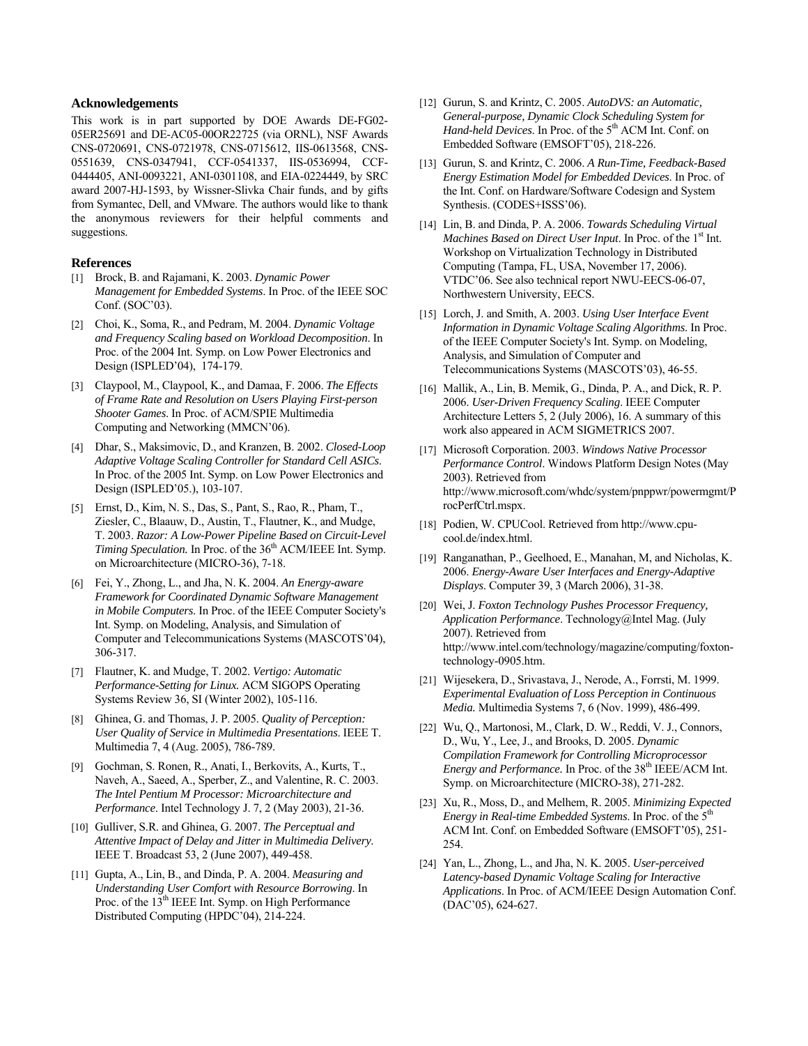### Acknowledgements

This work is in part supported by DOE Awards DE-FG02-05ER25691 and DE-AC05-00OR22725 (via ORNL), NSF Awards CNS-0720691, CNS-0721978, CNS-0715612, IIS-0613568, CNS-0551639, CNS-0347941, CCF-0541337, IIS-0536994, CCF-0444405, ANI-0093221, ANI-0301108, and EIA-0224449, by SRC award 2007-HJ-1593, by Wissner-Slivka Chair funds, and by gifts from Symantec, Dell, and VMware. The authors would like to thank the anonymous reviewers for their helpful comments and suggestions.

### References

[1] Brock, B. and Rajamani, K. 2003. *Dynamic Power Management for Embedded Systems*. In Proc. of the IEEE SOC Conf. (SOC'03).

[2] Choi, K., Soma, R., and Pedram, M. 2004. *Dynamic Voltage and Frequency Scaling based on Workload Decomposition*. In Proc. of the 2004 Int. Symp. on Low Power Electronics and Design (ISPLED'04), 174-179.

[3] Claypool, M., Claypool, K., and Damaa, F. 2006. *The Effects of Frame Rate and Resolution on Users Playing First-person Shooter Games*. In Proc. of ACM/SPIE Multimedia Computing and Networking (MMCN'06).

[4] Dhar, S., Maksimovic, D., and Kranzen, B. 2002. *Closed-Loop Adaptive Voltage Scaling Controller for Standard Cell ASICs*. In Proc. of the 2005 Int. Symp. on Low Power Electronics and Design (ISPLED'05.), 103-107.

[5] Ernst, D., Kim, N. S., Das, S., Pant, S., Rao, R., Pham, T., Ziesler, C., Blaauw, D., Austin, T., Flautner, K., and Mudge, T. 2003. *Razor: A Low-Power Pipeline Based on Circuit-Level Timing Speculation.* In Proc. of the 36th ACM/IEEE Int. Symp. on Microarchitecture (MICRO-36), 7-18.

[6] Fei, Y., Zhong, L., and Jha, N. K. 2004. *An Energy-aware Framework for Coordinated Dynamic Software Management in Mobile Computers*. In Proc. of the IEEE Computer Society's Int. Symp. on Modeling, Analysis, and Simulation of Computer and Telecommunications Systems (MASCOTS'04), 306-317.

[7] Flautner, K. and Mudge, T. 2002. *Vertigo: Automatic Performance-Setting for Linux.* ACM SIGOPS Operating Systems Review 36, SI (Winter 2002), 105-116.

[8] Ghinea, G. and Thomas, J. P. 2005. *Quality of Perception: User Quality of Service in Multimedia Presentations*. IEEE T. Multimedia 7, 4 (Aug. 2005), 786-789.

[9] Gochman, S. Ronen, R., Anati, I., Berkovits, A., Kurts, T., Naveh, A., Saeed, A., Sperber, Z., and Valentine, R. C. 2003. *The Intel Pentium M Processor: Microarchitecture and Performance*. Intel Technology J. 7, 2 (May 2003), 21-36.

[10] Gulliver, S.R. and Ghinea, G. 2007. *The Perceptual and Attentive Impact of Delay and Jitter in Multimedia Delivery*. IEEE T. Broadcast 53, 2 (June 2007), 449-458.

[11] Gupta, A., Lin, B., and Dinda, P. A. 2004. *Measuring and Understanding User Comfort with Resource Borrowing*. In Proc. of the 13th IEEE Int. Symp. on High Performance Distributed Computing (HPDC'04), 214-224.

[12] Gurun, S. and Krintz, C. 2005. *AutoDVS: an Automatic, General-purpose, Dynamic Clock Scheduling System for Hand-held Devices*. In Proc. of the 5th ACM Int. Conf. on Embedded Software (EMSOFT'05), 218-226.

[13] Gurun, S. and Krintz, C. 2006. *A Run-Time, Feedback-Based Energy Estimation Model for Embedded Devices*. In Proc. of the Int. Conf. on Hardware/Software Codesign and System Synthesis. (CODES+ISSS'06).

[14] Lin, B. and Dinda, P. A. 2006. *Towards Scheduling Virtual Machines Based on Direct User Input*. In Proc. of the 1st Int. Workshop on Virtualization Technology in Distributed Computing (Tampa, FL, USA, November 17, 2006). VTDC'06. See also technical report NWU-EECS-06-07, Northwestern University, EECS.

[15] Lorch, J. and Smith, A. 2003. *Using User Interface Event Information in Dynamic Voltage Scaling Algorithms.* In Proc. of the IEEE Computer Society's Int. Symp. on Modeling, Analysis, and Simulation of Computer and Telecommunications Systems (MASCOTS'03), 46-55.

[16] Mallik, A., Lin, B. Memik, G., Dinda, P. A., and Dick, R. P. 2006. *User-Driven Frequency Scaling*. IEEE Computer Architecture Letters 5, 2 (July 2006), 16. A summary of this work also appeared in ACM SIGMETRICS 2007.

[17] Microsoft Corporation. 2003. *Windows Native Processor Performance Control*. Windows Platform Design Notes (May 2003). Retrieved from http://www.microsoft.com/whdc/system/pnppwr/powermgmt/ProcPerfCtrl.mspx.

[18] Podien, W. CPUCool. Retrieved from http://www.cpu-cool.de/index.html.

[19] Ranganathan, P., Geelhoed, E., Manahan, M, and Nicholas, K. 2006. *Energy-Aware User Interfaces and Energy-Adaptive Displays*. Computer 39, 3 (March 2006), 31-38.

[20] Wei, J. *Foxton Technology Pushes Processor Frequency, Application Performance*. Technology@Intel Mag. (July 2007). Retrieved from http://www.intel.com/technology/magazine/computing/foxton-technology-0905.htm.

[21] Wijesekera, D., Srivastava, J., Nerode, A., Forrsti, M. 1999. *Experimental Evaluation of Loss Perception in Continuous Media.* Multimedia Systems 7, 6 (Nov. 1999), 486-499.

[22] Wu, Q., Martonosi, M., Clark, D. W., Reddi, V. J., Connors, D., Wu, Y., Lee, J., and Brooks, D. 2005. *Dynamic Compilation Framework for Controlling Microprocessor Energy and Performance.* In Proc. of the 38th IEEE/ACM Int. Symp. on Microarchitecture (MICRO-38), 271-282.

[23] Xu, R., Moss, D., and Melhem, R. 2005. *Minimizing Expected Energy in Real-time Embedded Systems*. In Proc. of the 5th ACM Int. Conf. on Embedded Software (EMSOFT'05), 251-254.

[24] Yan, L., Zhong, L., and Jha, N. K. 2005. *User-perceived Latency-based Dynamic Voltage Scaling for Interactive Applications*. In Proc. of ACM/IEEE Design Automation Conf. (DAC'05), 624-627.